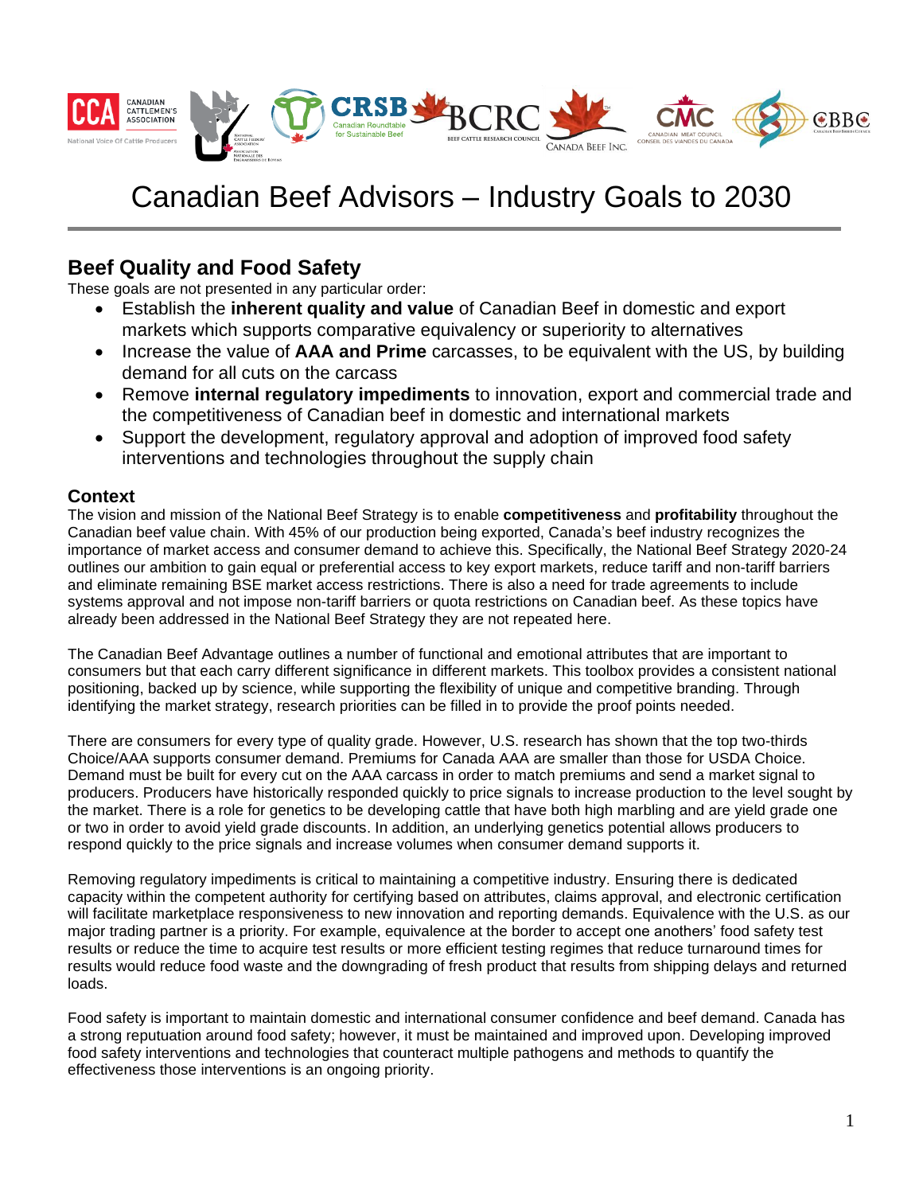# Canadian Beef Advisors – Industry Goals to 2030

## Beef Quality and Food Safety

These goals are not presented in any particular order:

- Establish the **inherent quality and value** of Canadian Beef in domestic and export markets which supports comparative equivalency or superiority to alternatives
- Increase the value of **AAA and Prime** carcasses, to be equivalent with the US, by building demand for all cuts on the carcass
- Remove **internal regulatory impediments** to innovation, export and commercial trade and the competitiveness of Canadian beef in domestic and international markets
- Support the development, regulatory approval and adoption of improved food safety interventions and technologies throughout the supply chain

### Context

The vision and mission of the National Beef Strategy is to enable **competitiveness** and **profitability** throughout the Canadian beef value chain. With 45% of our production being exported, Canada's beef industry recognizes the importance of market access and consumer demand to achieve this. Specifically, the National Beef Strategy 2020-24 outlines our ambition to gain equal or preferential access to key export markets, reduce tariff and non-tariff barriers and eliminate remaining BSE market access restrictions. There is also a need for trade agreements to include systems approval and not impose non-tariff barriers or quota restrictions on Canadian beef. As these topics have already been addressed in the National Beef Strategy they are not repeated here.

The Canadian Beef Advantage outlines a number of functional and emotional attributes that are important to consumers but that each carry different significance in different markets. This toolbox provides a consistent national positioning, backed up by science, while supporting the flexibility of unique and competitive branding. Through identifying the market strategy, research priorities can be filled in to provide the proof points needed.

There are consumers for every type of quality grade. However, U.S. research has shown that the top two-thirds Choice/AAA supports consumer demand. Premiums for Canada AAA are smaller than those for USDA Choice. Demand must be built for every cut on the AAA carcass in order to match premiums and send a market signal to producers. Producers have historically responded quickly to price signals to increase production to the level sought by the market. There is a role for genetics to be developing cattle that have both high marbling and are yield grade one or two in order to avoid yield grade discounts. In addition, an underlying genetics potential allows producers to respond quickly to the price signals and increase volumes when consumer demand supports it.

Removing regulatory impediments is critical to maintaining a competitive industry. Ensuring there is dedicated capacity within the competent authority for certifying based on attributes, claims approval, and electronic certification will facilitate marketplace responsiveness to new innovation and reporting demands. Equivalence with the U.S. as our major trading partner is a priority. For example, equivalence at the border to accept one anothers' food safety test results or reduce the time to acquire test results or more efficient testing regimes that reduce turnaround times for results would reduce food waste and the downgrading of fresh product that results from shipping delays and returned loads.

Food safety is important to maintain domestic and international consumer confidence and beef demand. Canada has a strong reputation around food safety; however, it must be maintained and improved upon. Developing improved food safety interventions and technologies that counteract multiple pathogens and methods to quantify the effectiveness those interventions is an ongoing priority.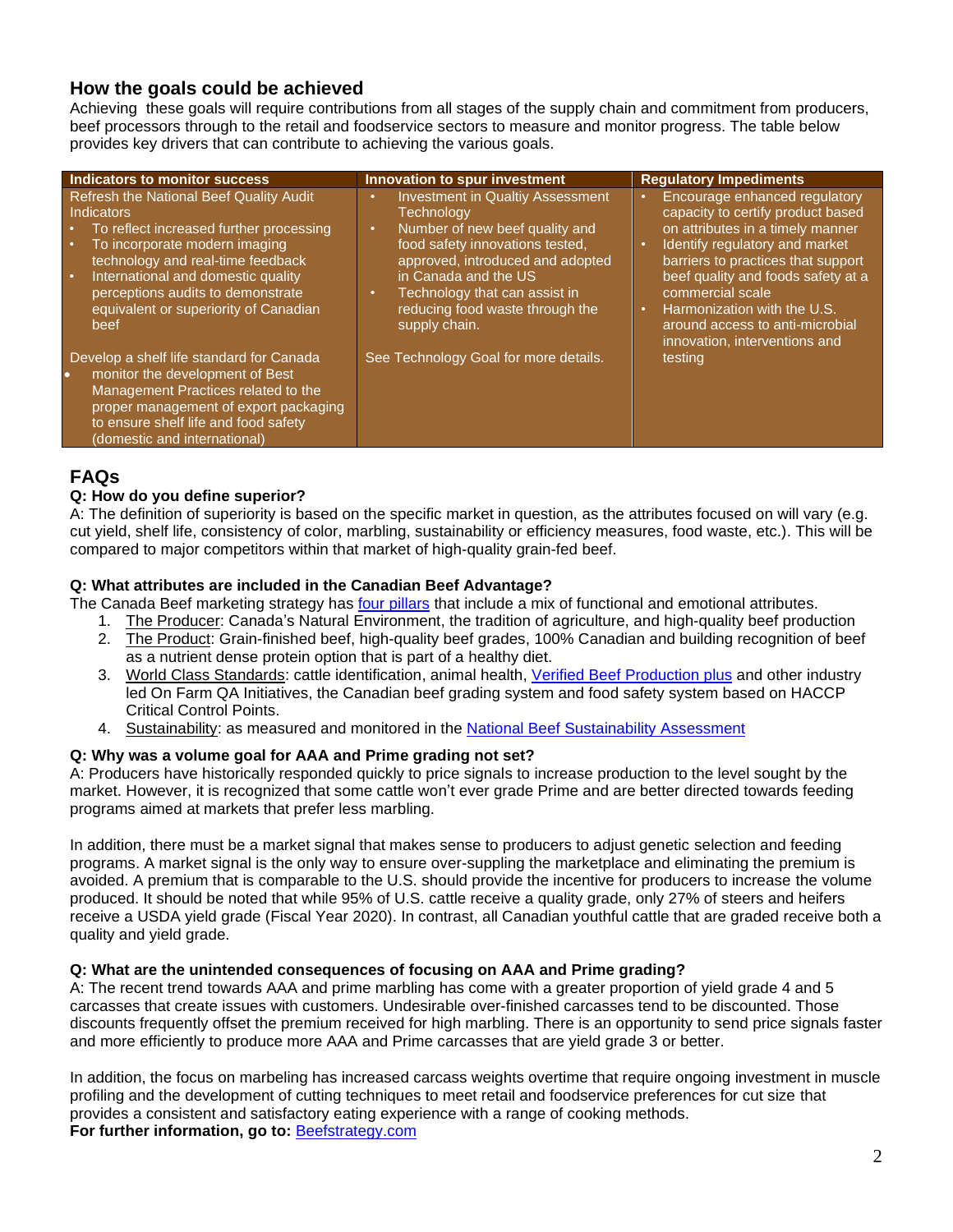## How the goals could be achieved

Achieving these goals will require contributions from all stages of the supply chain and commitment from producers, beef processors through to the retail and foodservice sectors to measure and monitor progress. The table below provides key drivers that can contribute to achieving the various goals.

| Indicators to monitor success | Innovation to spur investment | Regulatory Impediments |
|---|---|---|
| Refresh the National Beef Quality Audit Indicators<br>• To reflect increased further processing<br>• To incorporate modern imaging technology and real-time feedback<br>• International and domestic quality perceptions audits to demonstrate equivalent or superiority of Canadian beef | • Investment in Qualtiy Assessment Technology<br>• Number of new beef quality and food safety innovations tested, approved, introduced and adopted in Canada and the US<br>• Technology that can assist in reducing food waste through the supply chain. | • Encourage enhanced regulatory capacity to certify product based on attributes in a timely manner<br>• Identify regulatory and market barriers to practices that support beef quality and foods safety at a commercial scale<br>• Harmonization with the U.S. around access to anti-microbial innovation, interventions and testing |
| Develop a shelf life standard for Canada<br>• monitor the development of Best Management Practices related to the proper management of export packaging to ensure shelf life and food safety (domestic and international) | See Technology Goal for more details. | |

## FAQs

**Q: How do you define superior?**

A: The definition of superiority is based on the specific market in question, as the attributes focused on will vary (e.g. cut yield, shelf life, consistency of color, marbling, sustainability or efficiency measures, food waste, etc.). This will be compared to major competitors within that market of high-quality grain-fed beef.

**Q: What attributes are included in the Canadian Beef Advantage?**

The Canada Beef marketing strategy has four pillars that include a mix of functional and emotional attributes.

1. The Producer: Canada's Natural Environment, the tradition of agriculture, and high-quality beef production
2. The Product: Grain-finished beef, high-quality beef grades, 100% Canadian and building recognition of beef as a nutrient dense protein option that is part of a healthy diet.
3. World Class Standards: cattle identification, animal health, Verified Beef Production plus and other industry led On Farm QA Initiatives, the Canadian beef grading system and food safety system based on HACCP Critical Control Points.
4. Sustainability: as measured and monitored in the National Beef Sustainability Assessment

**Q: Why was a volume goal for AAA and Prime grading not set?**

A: Producers have historically responded quickly to price signals to increase production to the level sought by the market. However, it is recognized that some cattle won't ever grade Prime and are better directed towards feeding programs aimed at markets that prefer less marbling.

In addition, there must be a market signal that makes sense to producers to adjust genetic selection and feeding programs. A market signal is the only way to ensure over-suppling the marketplace and eliminating the premium is avoided. A premium that is comparable to the U.S. should provide the incentive for producers to increase the volume produced. It should be noted that while 95% of U.S. cattle receive a quality grade, only 27% of steers and heifers receive a USDA yield grade (Fiscal Year 2020). In contrast, all Canadian youthful cattle that are graded receive both a quality and yield grade.

**Q: What are the unintended consequences of focusing on AAA and Prime grading?**

A: The recent trend towards AAA and prime marbling has come with a greater proportion of yield grade 4 and 5 carcasses that create issues with customers. Undesirable over-finished carcasses tend to be discounted. Those discounts frequently offset the premium received for high marbling. There is an opportunity to send price signals faster and more efficiently to produce more AAA and Prime carcasses that are yield grade 3 or better.

In addition, the focus on marbeling has increased carcass weights overtime that require ongoing investment in muscle profiling and the development of cutting techniques to meet retail and foodservice preferences for cut size that provides a consistent and satisfactory eating experience with a range of cooking methods.

**For further information, go to:** Beefstrategy.com